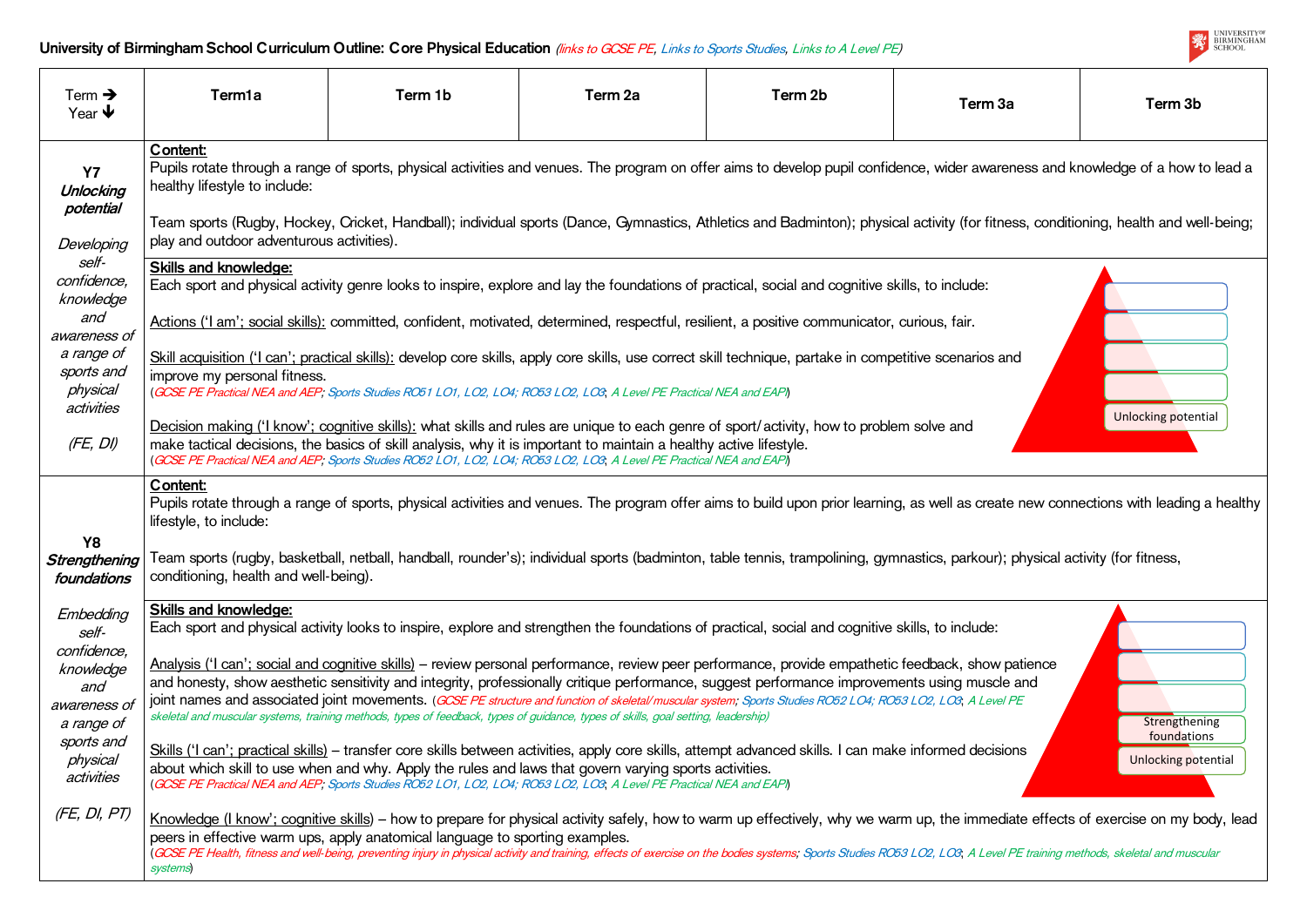# University of Birmingham School Curriculum Outline: Core Physical Education *(links to GCSE PE, Links to Sports Studies, Links to A Level PE)*

| Term → Year ↓ | Term1a | Term 1b | Term 2a | Term 2b | Term 3a | Term 3b |
|---|---|---|---|---|---|---|
| **Y7** ***Unlocking potential*** *Developing self-confidence, knowledge and awareness of a range of sports and physical activities* *(FE, DI)* | **Content:** Pupils rotate through a range of sports, physical activities and venues. The program on offer aims to develop pupil confidence, wider awareness and knowledge of a how to lead a healthy lifestyle to include: Team sports (Rugby, Hockey, Cricket, Handball); individual sports (Dance, Gymnastics, Athletics and Badminton); physical activity (for fitness, conditioning, health and well-being; play and outdoor adventurous activities). **Skills and knowledge:** Each sport and physical activity genre looks to inspire, explore and lay the foundations of practical, social and cognitive skills, to include: Actions ('I am'; social skills): committed, confident, motivated, determined, respectful, resilient, a positive communicator, curious, fair. Skill acquisition ('I can'; practical skills): develop core skills, apply core skills, use correct skill technique, partake in competitive scenarios and improve my personal fitness. (*GCSE PE Practical NEA and AEP; Sports Studies RO51 LO1, LO2, LO4; RO53 LO2, LO3; A Level PE Practical NEA and EAP*) Decision making ('I know'; cognitive skills): what skills and rules are unique to each genre of sport/activity, how to problem solve and make tactical decisions, the basics of skill analysis, why it is important to maintain a healthy active lifestyle. (*GCSE PE Practical NEA and AEP; Sports Studies RO52 LO1, LO2, LO4; RO53 LO2, LO3; A Level PE Practical NEA and EAP*) [Pyramid: Unlocking potential] | | | | | |
| **Y8** ***Strengthening foundations*** *Embedding self-confidence, knowledge and awareness of a range of sports and physical activities* *(FE, DI, PT)* | **Content:** Pupils rotate through a range of sports, physical activities and venues. The program offer aims to build upon prior learning, as well as create new connections with leading a healthy lifestyle, to include: Team sports (rugby, basketball, netball, handball, rounder's); individual sports (badminton, table tennis, trampolining, gymnastics, parkour); physical activity (for fitness, conditioning, health and well-being). **Skills and knowledge:** Each sport and physical activity looks to inspire, explore and strengthen the foundations of practical, social and cognitive skills, to include: Analysis ('I can'; social and cognitive skills) – review personal performance, review peer performance, provide empathetic feedback, show patience and honesty, show aesthetic sensitivity and integrity, professionally critique performance, suggest performance improvements using muscle and joint names and associated joint movements. (*GCSE PE structure and function of skeletal/muscular system; Sports Studies RO52 LO4; RO53 LO2, LO3; A Level PE skeletal and muscular systems, training methods, types of feedback, types of guidance, types of skills, goal setting, leadership*) Skills ('I can'; practical skills) – transfer core skills between activities, apply core skills, attempt advanced skills. I can make informed decisions about which skill to use when and why. Apply the rules and laws that govern varying sports activities. (*GCSE PE Practical NEA and AEP; Sports Studies RO52 LO1, LO2, LO4; RO53 LO2, LO3; A Level PE Practical NEA and EAP*) Knowledge (I know'; cognitive skills) – how to prepare for physical activity safely, how to warm up effectively, why we warm up, the immediate effects of exercise on my body, lead peers in effective warm ups, apply anatomical language to sporting examples. (*GCSE PE Health, fitness and well-being, preventing injury in physical activity and training, effects of exercise on the bodies systems; Sports Studies RO53 LO2, LO3; A Level PE training methods, skeletal and muscular systems*) [Pyramid: Strengthening foundations; Unlocking potential] | | | | | |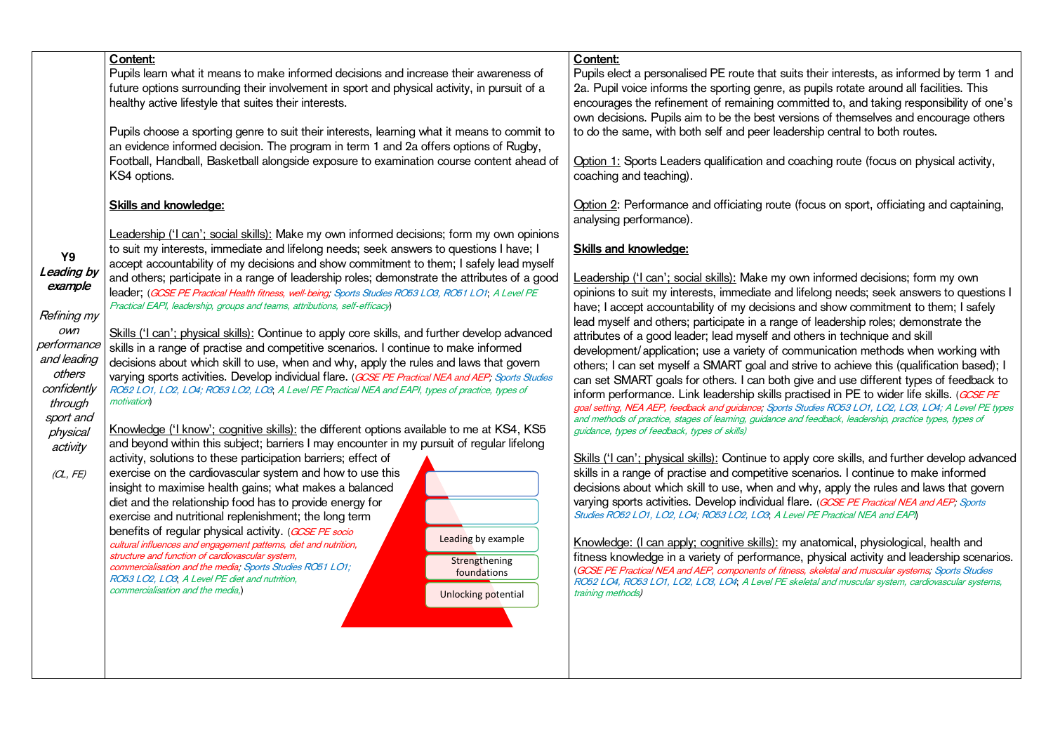| | | |
|---|---|---|
| **Y9**<br>***Leading by example***<br><br>*Refining my own performance and leading others confidently through sport and physical activity*<br><br>*(CL, FE)* | <u>**Content:**</u><br>Pupils learn what it means to make informed decisions and increase their awareness of future options surrounding their involvement in sport and physical activity, in pursuit of a healthy active lifestyle that suites their interests.<br><br>Pupils choose a sporting genre to suit their interests, learning what it means to commit to an evidence informed decision. The program in term 1 and 2a offers options of Rugby, Football, Handball, Basketball alongside exposure to examination course content ahead of KS4 options.<br><br><u>**Skills and knowledge:**</u><br><br><u>Leadership ('I can'; social skills):</u> Make my own informed decisions; form my own opinions to suit my interests, immediate and lifelong needs; seek answers to questions I have; I accept accountability of my decisions and show commitment to them; I safely lead myself and others; participate in a range of leadership roles; demonstrate the attributes of a good leader; (*GCSE PE Practical Health fitness, well-being; Sports Studies RO53 LO3, RO51 LO1; A Level PE Practical EAPI, leadership, groups and teams, attributions, self-efficacy*)<br><br><u>Skills ('I can'; physical skills):</u> Continue to apply core skills, and further develop advanced skills in a range of practise and competitive scenarios. I continue to make informed decisions about which skill to use, when and why, apply the rules and laws that govern varying sports activities. Develop individual flare. (*GCSE PE Practical NEA and AEP; Sports Studies RO52 LO1, LO2, LO4; RO53 LO2, LO3; A Level PE Practical NEA and EAPI, types of practice, types of motivation*)<br><br><u>Knowledge ('I know'; cognitive skills):</u> the different options available to me at KS4, KS5 and beyond within this subject; barriers I may encounter in my pursuit of regular lifelong activity, solutions to these participation barriers; effect of exercise on the cardiovascular system and how to use this insight to maximise health gains; what makes a balanced diet and the relationship food has to provide energy for exercise and nutritional replenishment; the long term benefits of regular physical activity. (*GCSE PE socio cultural influences and engagement patterns, diet and nutrition, structure and function of cardiovascular system, commercialisation and the media; Sports Studies RO51 LO1; RO53 LO2, LO3; A Level PE diet and nutrition, commercialisation and the media,*)<br><br>Leading by example<br>Strengthening foundations<br>Unlocking potential | <u>**Content:**</u><br>Pupils elect a personalised PE route that suits their interests, as informed by term 1 and 2a. Pupil voice informs the sporting genre, as pupils rotate around all facilities. This encourages the refinement of remaining committed to, and taking responsibility of one's own decisions. Pupils aim to be the best versions of themselves and encourage others to do the same, with both self and peer leadership central to both routes.<br><br><u>Option 1:</u> Sports Leaders qualification and coaching route (focus on physical activity, coaching and teaching).<br><br><u>Option 2</u>: Performance and officiating route (focus on sport, officiating and captaining, analysing performance).<br><br><u>**Skills and knowledge:**</u><br><br><u>Leadership ('I can'; social skills):</u> Make my own informed decisions; form my own opinions to suit my interests, immediate and lifelong needs; seek answers to questions I have; I accept accountability of my decisions and show commitment to them; I safely lead myself and others; participate in a range of leadership roles; demonstrate the attributes of a good leader; lead myself and others in technique and skill development/application; use a variety of communication methods when working with others; I can set myself a SMART goal and strive to achieve this (qualification based); I can set SMART goals for others. I can both give and use different types of feedback to inform performance. Link leadership skills practised in PE to wider life skills. (*GCSE PE goal setting, NEA AEP, feedback and guidance; Sports Studies RO53 LO1, LO2, LO3, LO4; A Level PE types and methods of practice, stages of learning, guidance and feedback, leadership, practice types, types of guidance, types of feedback, types of skills)*<br><br><u>Skills ('I can'; physical skills):</u> Continue to apply core skills, and further develop advanced skills in a range of practise and competitive scenarios. I continue to make informed decisions about which skill to use, when and why, apply the rules and laws that govern varying sports activities. Develop individual flare. (*GCSE PE Practical NEA and AEP; Sports Studies RO52 LO1, LO2, LO4; RO53 LO2, LO3; A Level PE Practical NEA and EAPI*)<br><br><u>Knowledge: (I can apply; cognitive skills):</u> my anatomical, physiological, health and fitness knowledge in a variety of performance, physical activity and leadership scenarios. (*GCSE PE Practical NEA and AEP, components of fitness, skeletal and muscular systems; Sports Studies RO52 LO4, RO53 LO1, LO2, LO3, LO4; A Level PE skeletal and muscular system, cardiovascular systems, training methods)* |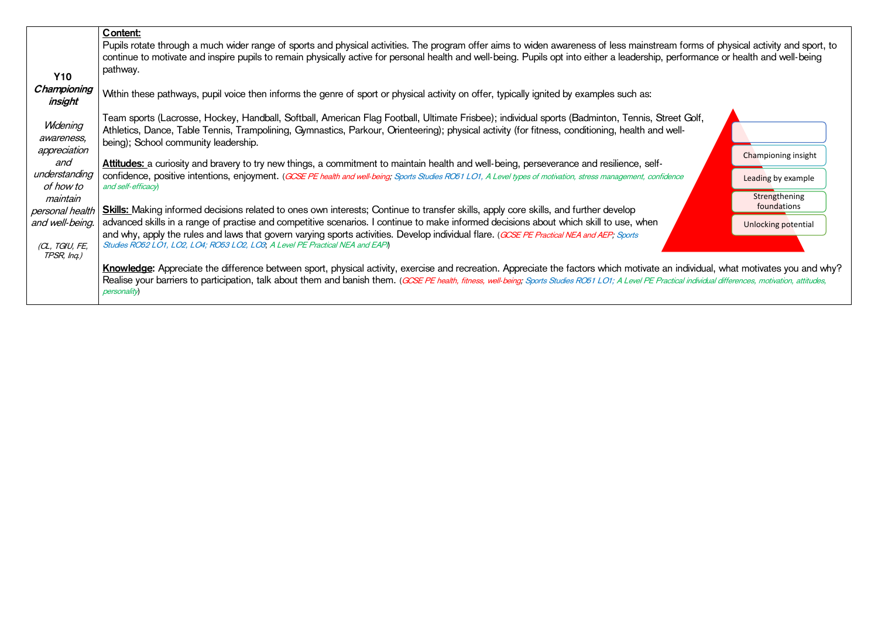| | |
|---|---|
| **Y10**<br>***Championing insight***<br><br>*Widening awareness, appreciation and understanding of how to maintain personal health and well-being.*<br><br>*(CL, TGfU, FE, TPSR, Inq.)* | **Content:**<br>Pupils rotate through a much wider range of sports and physical activities. The program offer aims to widen awareness of less mainstream forms of physical activity and sport, to continue to motivate and inspire pupils to remain physically active for personal health and well-being. Pupils opt into either a leadership, performance or health and well-being pathway.<br><br>Within these pathways, pupil voice then informs the genre of sport or physical activity on offer, typically ignited by examples such as:<br><br>Team sports (Lacrosse, Hockey, Handball, Softball, American Flag Football, Ultimate Frisbee); individual sports (Badminton, Tennis, Street Golf, Athletics, Dance, Table Tennis, Trampolining, Gymnastics, Parkour, Orienteering); physical activity (for fitness, conditioning, health and well-being); School community leadership.<br><br>**Attitudes:** a curiosity and bravery to try new things, a commitment to maintain health and well-being, perseverance and resilience, self-confidence, positive intentions, enjoyment. (*GCSE PE health and well-being; Sports Studies RO51 LO1, A Level types of motivation, stress management, confidence and self-efficacy*)<br><br>**Skills:** Making informed decisions related to ones own interests; Continue to transfer skills, apply core skills, and further develop advanced skills in a range of practise and competitive scenarios. I continue to make informed decisions about which skill to use, when and why, apply the rules and laws that govern varying sports activities. Develop individual flare. (*GCSE PE Practical NEA and AEP; Sports Studies RO52 LO1, LO2, LO4; RO53 LO2, LO3; A Level PE Practical NEA and EAP*)<br><br>**Knowledge:** Appreciate the difference between sport, physical activity, exercise and recreation. Appreciate the factors which motivate an individual, what motivates you and why? Realise your barriers to participation, talk about them and banish them. (*GCSE PE health, fitness, well-being; Sports Studies RO51 LO1; A Level PE Practical individual differences, motivation, attitudes, personality*)<br><br>Championing insight<br>Leading by example<br>Strengthening foundations<br>Unlocking potential |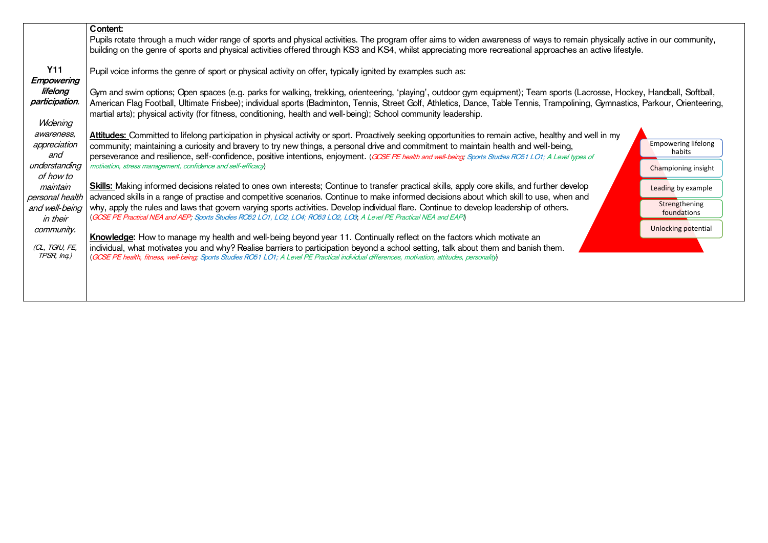| | |
|---|---|
| **Y11** ***Empowering lifelong participation.*** *Widening awareness, appreciation and understanding of how to maintain personal health and well-being in their community.* *(CL, TGfU, FE, TPSR, Inq.)* | **Content:** Pupils rotate through a much wider range of sports and physical activities. The program offer aims to widen awareness of ways to remain physically active in our community, building on the genre of sports and physical activities offered through KS3 and KS4, whilst appreciating more recreational approaches an active lifestyle.<br><br>Pupil voice informs the genre of sport or physical activity on offer, typically ignited by examples such as:<br><br>Gym and swim options; Open spaces (e.g. parks for walking, trekking, orienteering, 'playing', outdoor gym equipment); Team sports (Lacrosse, Hockey, Handball, Softball, American Flag Football, Ultimate Frisbee); individual sports (Badminton, Tennis, Street Golf, Athletics, Dance, Table Tennis, Trampolining, Gymnastics, Parkour, Orienteering, martial arts); physical activity (for fitness, conditioning, health and well-being); School community leadership.<br><br>**Attitudes:** Committed to lifelong participation in physical activity or sport. Proactively seeking opportunities to remain active, healthy and well in my community; maintaining a curiosity and bravery to try new things, a personal drive and commitment to maintain health and well-being, perseverance and resilience, self-confidence, positive intentions, enjoyment. (*GCSE PE health and well-being; Sports Studies RO51 LO1; A Level types of motivation, stress management, confidence and self-efficacy*)<br><br>**Skills:** Making informed decisions related to ones own interests; Continue to transfer practical skills, apply core skills, and further develop advanced skills in a range of practise and competitive scenarios. Continue to make informed decisions about which skill to use, when and why, apply the rules and laws that govern varying sports activities. Develop individual flare. Continue to develop leadership of others. (*GCSE PE Practical NEA and AEP; Sports Studies RO52 LO1, LO2, LO4; RO53 LO2, LO3; A Level PE Practical NEA and EAPI*)<br><br>**Knowledge:** How to manage my health and well-being beyond year 11. Continually reflect on the factors which motivate an individual, what motivates you and why? Realise barriers to participation beyond a school setting, talk about them and banish them. (*GCSE PE health, fitness, well-being; Sports Studies RO51 LO1; A Level PE Practical individual differences, motivation, attitudes, personality*)<br><br>Empowering lifelong habits<br>Championing insight<br>Leading by example<br>Strengthening foundations<br>Unlocking potential |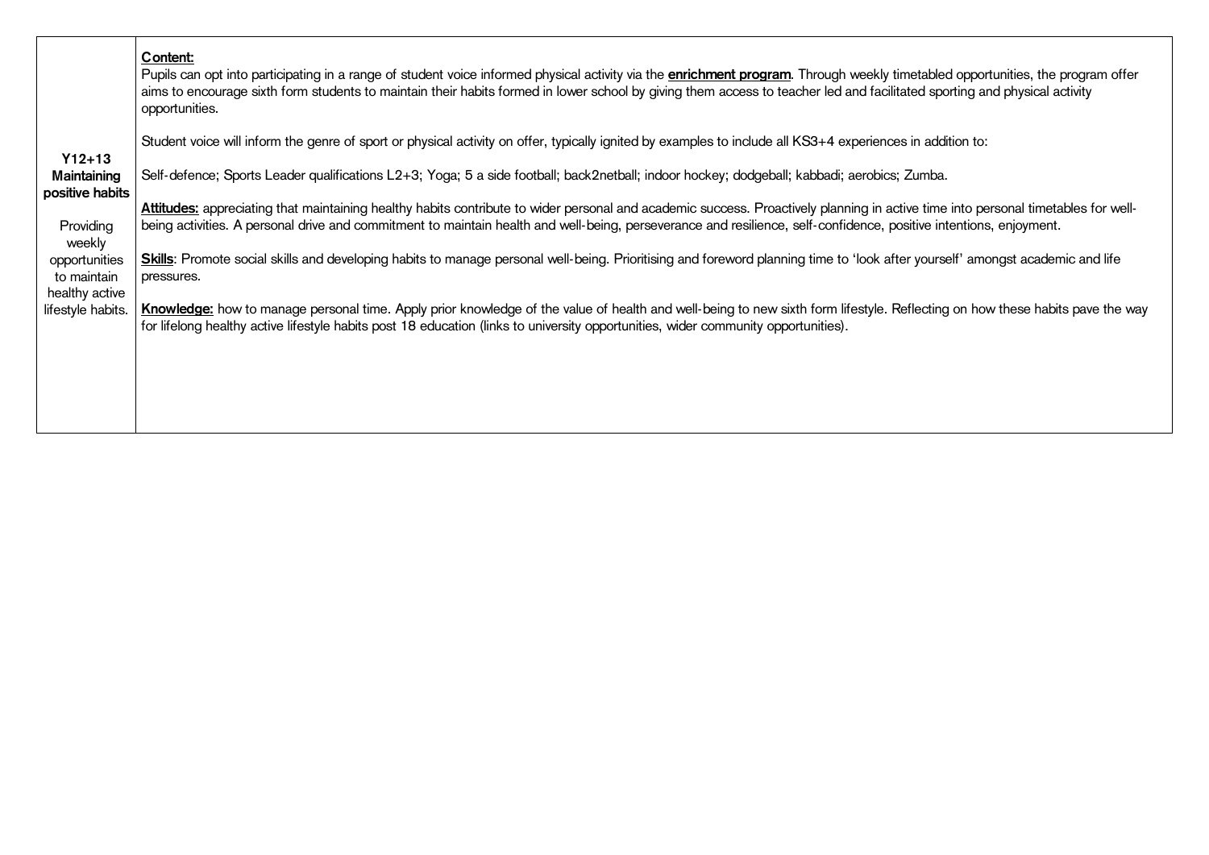| | |
|---|---|
| **Y12+13 Maintaining positive habits**<br><br>Providing weekly opportunities to maintain healthy active lifestyle habits. | **<u>Content:</u>**<br>Pupils can opt into participating in a range of student voice informed physical activity via the **<u>enrichment program</u>**. Through weekly timetabled opportunities, the program offer aims to encourage sixth form students to maintain their habits formed in lower school by giving them access to teacher led and facilitated sporting and physical activity opportunities.<br><br>Student voice will inform the genre of sport or physical activity on offer, typically ignited by examples to include all KS3+4 experiences in addition to:<br><br>Self-defence; Sports Leader qualifications L2+3; Yoga; 5 a side football; back2netball; indoor hockey; dodgeball; kabbadi; aerobics; Zumba.<br><br>**<u>Attitudes:</u>** appreciating that maintaining healthy habits contribute to wider personal and academic success. Proactively planning in active time into personal timetables for well-being activities. A personal drive and commitment to maintain health and well-being, perseverance and resilience, self-confidence, positive intentions, enjoyment.<br><br>**<u>Skills</u>**: Promote social skills and developing habits to manage personal well-being. Prioritising and foreword planning time to 'look after yourself' amongst academic and life pressures.<br><br>**<u>Knowledge:</u>** how to manage personal time. Apply prior knowledge of the value of health and well-being to new sixth form lifestyle. Reflecting on how these habits pave the way for lifelong healthy active lifestyle habits post 18 education (links to university opportunities, wider community opportunities). |